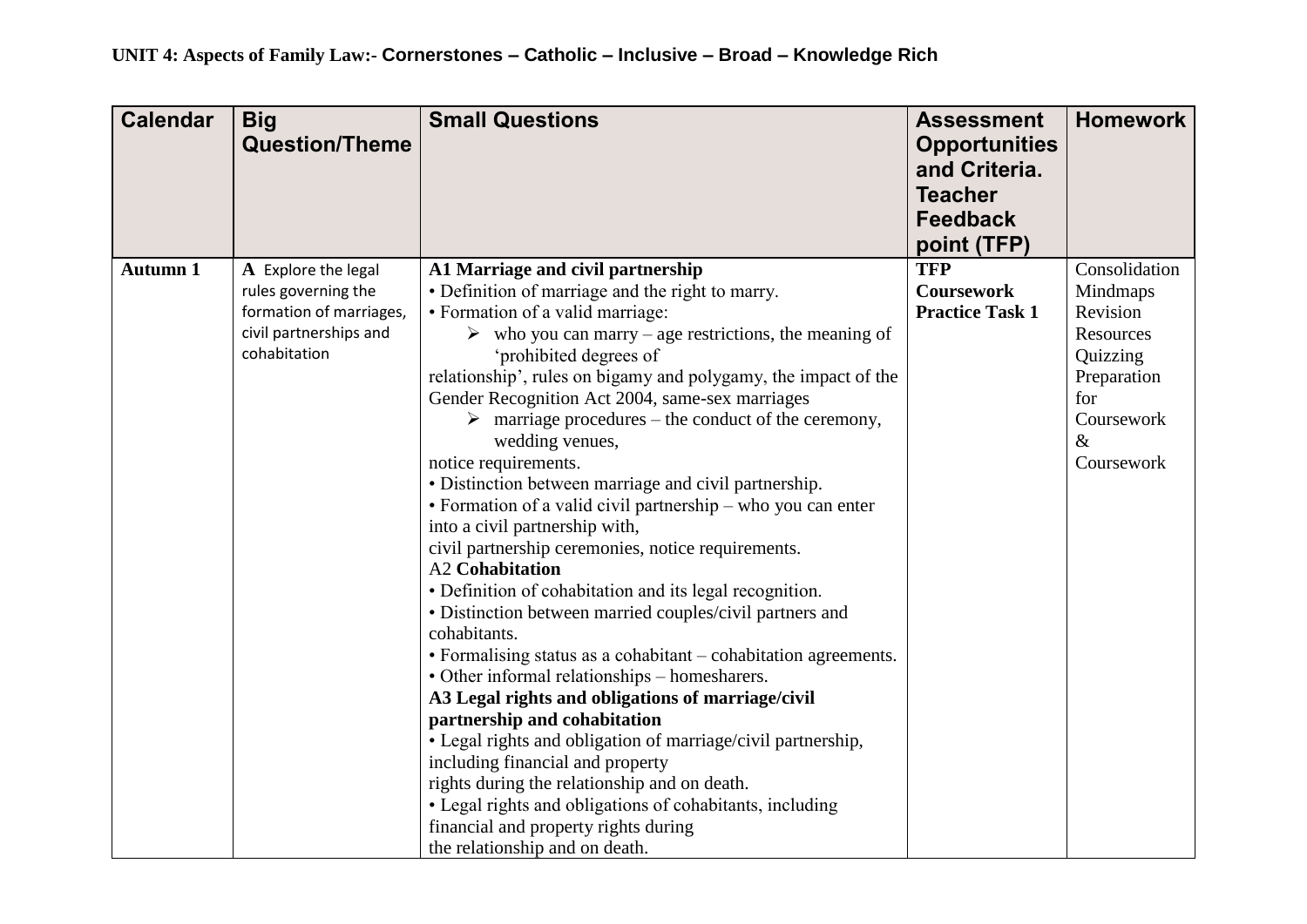**UNIT 4: Aspects of Family Law:- Cornerstones – Catholic – Inclusive – Broad – Knowledge Rich**

| Calendar | Big Question/Theme | Small Questions | Assessment Opportunities and Criteria. Teacher Feedback point (TFP) | Homework |
|---|---|---|---|---|
| **Autumn 1** | **A** Explore the legal rules governing the formation of marriages, civil partnerships and cohabitation | **A1 Marriage and civil partnership**<br>• Definition of marriage and the right to marry.<br>• Formation of a valid marriage:<br>➢ who you can marry – age restrictions, the meaning of 'prohibited degrees of relationship', rules on bigamy and polygamy, the impact of the Gender Recognition Act 2004, same-sex marriages<br>➢ marriage procedures – the conduct of the ceremony, wedding venues, notice requirements.<br>• Distinction between marriage and civil partnership.<br>• Formation of a valid civil partnership – who you can enter into a civil partnership with, civil partnership ceremonies, notice requirements.<br>A2 **Cohabitation**<br>• Definition of cohabitation and its legal recognition.<br>• Distinction between married couples/civil partners and cohabitants.<br>• Formalising status as a cohabitant – cohabitation agreements.<br>• Other informal relationships – homesharers.<br>**A3 Legal rights and obligations of marriage/civil partnership and cohabitation**<br>• Legal rights and obligation of marriage/civil partnership, including financial and property rights during the relationship and on death.<br>• Legal rights and obligations of cohabitants, including financial and property rights during the relationship and on death. | **TFP Coursework Practice Task 1** | Consolidation Mindmaps Revision Resources Quizzing Preparation for Coursework & Coursework |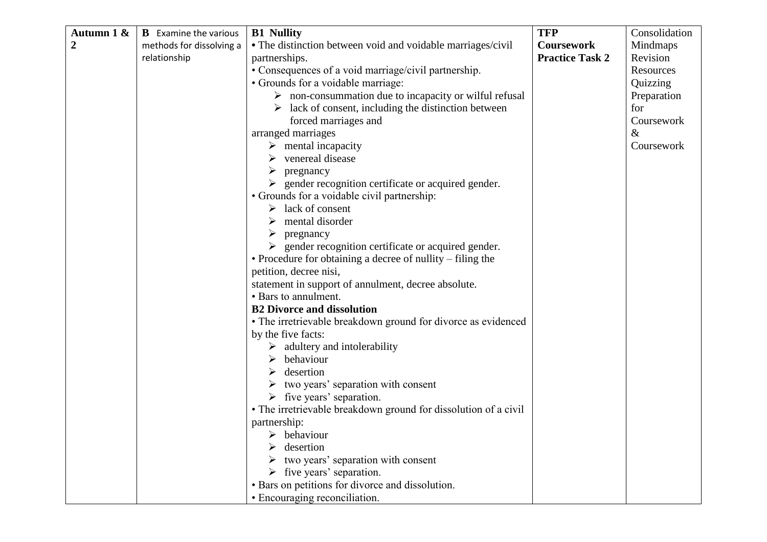| Autumn 1 & 2 | B Examine the various methods for dissolving a relationship | **B1 Nullity**<br>• The distinction between void and voidable marriages/civil partnerships.<br>• Consequences of a void marriage/civil partnership.<br>• Grounds for a voidable marriage:<br>➢ non-consummation due to incapacity or wilful refusal<br>➢ lack of consent, including the distinction between forced marriages and arranged marriages<br>➢ mental incapacity<br>➢ venereal disease<br>➢ pregnancy<br>➢ gender recognition certificate or acquired gender.<br>• Grounds for a voidable civil partnership:<br>➢ lack of consent<br>➢ mental disorder<br>➢ pregnancy<br>➢ gender recognition certificate or acquired gender.<br>• Procedure for obtaining a decree of nullity – filing the petition, decree nisi, statement in support of annulment, decree absolute.<br>• Bars to annulment.<br>**B2 Divorce and dissolution**<br>• The irretrievable breakdown ground for divorce as evidenced by the five facts:<br>➢ adultery and intolerability<br>➢ behaviour<br>➢ desertion<br>➢ two years' separation with consent<br>➢ five years' separation.<br>• The irretrievable breakdown ground for dissolution of a civil partnership:<br>➢ behaviour<br>➢ desertion<br>➢ two years' separation with consent<br>➢ five years' separation.<br>• Bars on petitions for divorce and dissolution.<br>• Encouraging reconciliation. | **TFP Coursework Practice Task 2** | Consolidation Mindmaps Revision Resources Quizzing Preparation for Coursework & Coursework |
|---|---|---|---|---|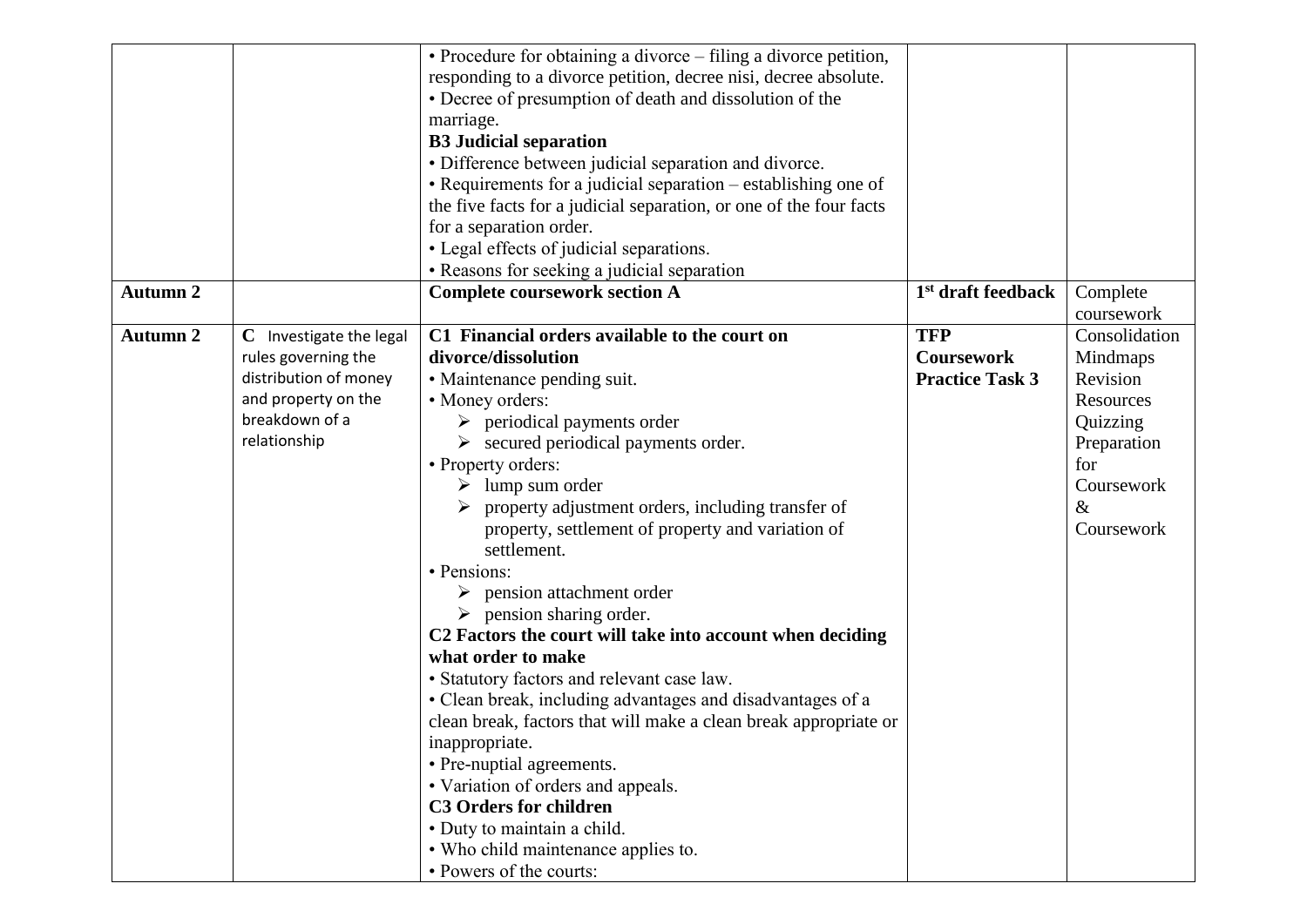| | | | | |
|---|---|---|---|---|
| | | • Procedure for obtaining a divorce – filing a divorce petition, responding to a divorce petition, decree nisi, decree absolute.<br>• Decree of presumption of death and dissolution of the marriage.<br>**B3 Judicial separation**<br>• Difference between judicial separation and divorce.<br>• Requirements for a judicial separation – establishing one of the five facts for a judicial separation, or one of the four facts for a separation order.<br>• Legal effects of judicial separations.<br>• Reasons for seeking a judicial separation | | |
| **Autumn 2** | | **Complete coursework section A** | **1st draft feedback** | Complete coursework |
| **Autumn 2** | **C** Investigate the legal rules governing the distribution of money and property on the breakdown of a relationship | **C1 Financial orders available to the court on divorce/dissolution**<br>• Maintenance pending suit.<br>• Money orders:<br>➢ periodical payments order<br>➢ secured periodical payments order.<br>• Property orders:<br>➢ lump sum order<br>➢ property adjustment orders, including transfer of property, settlement of property and variation of settlement.<br>• Pensions:<br>➢ pension attachment order<br>➢ pension sharing order.<br>**C2 Factors the court will take into account when deciding what order to make**<br>• Statutory factors and relevant case law.<br>• Clean break, including advantages and disadvantages of a clean break, factors that will make a clean break appropriate or inappropriate.<br>• Pre-nuptial agreements.<br>• Variation of orders and appeals.<br>**C3 Orders for children**<br>• Duty to maintain a child.<br>• Who child maintenance applies to.<br>• Powers of the courts: | **TFP Coursework Practice Task 3** | Consolidation Mindmaps Revision Resources Quizzing Preparation for Coursework & Coursework |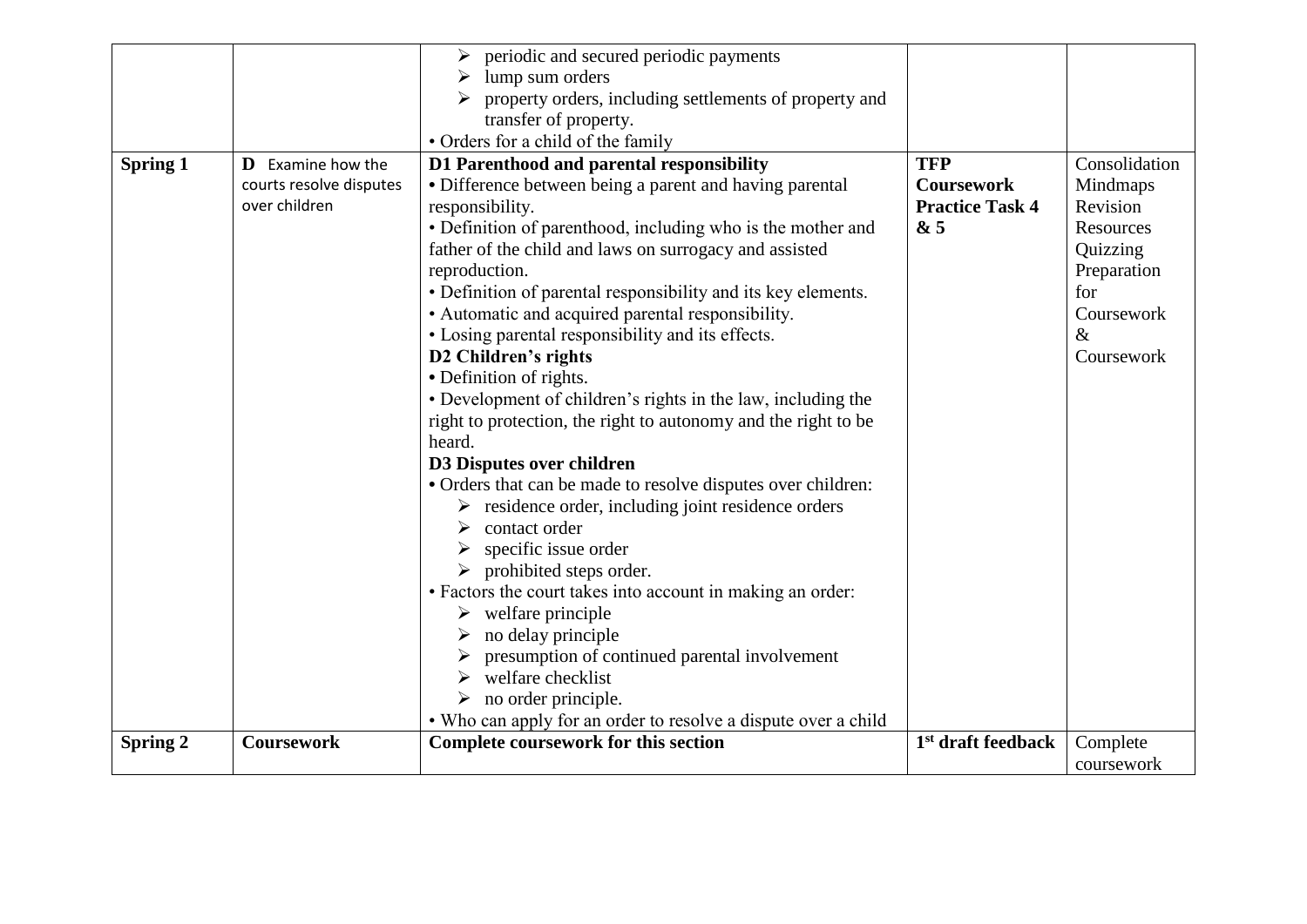| | | | | |
|---|---|---|---|---|
| | | ➢ periodic and secured periodic payments<br>➢ lump sum orders<br>➢ property orders, including settlements of property and transfer of property.<br>• Orders for a child of the family | | |
| **Spring 1** | **D** Examine how the courts resolve disputes over children | **D1 Parenthood and parental responsibility**<br>• Difference between being a parent and having parental responsibility.<br>• Definition of parenthood, including who is the mother and father of the child and laws on surrogacy and assisted reproduction.<br>• Definition of parental responsibility and its key elements.<br>• Automatic and acquired parental responsibility.<br>• Losing parental responsibility and its effects.<br>**D2 Children's rights**<br>• Definition of rights.<br>• Development of children's rights in the law, including the right to protection, the right to autonomy and the right to be heard.<br>**D3 Disputes over children**<br>• Orders that can be made to resolve disputes over children:<br>➢ residence order, including joint residence orders<br>➢ contact order<br>➢ specific issue order<br>➢ prohibited steps order.<br>• Factors the court takes into account in making an order:<br>➢ welfare principle<br>➢ no delay principle<br>➢ presumption of continued parental involvement<br>➢ welfare checklist<br>➢ no order principle.<br>• Who can apply for an order to resolve a dispute over a child | **TFP Coursework Practice Task 4 & 5** | Consolidation Mindmaps Revision Resources Quizzing Preparation for Coursework & Coursework |
| **Spring 2** | **Coursework** | **Complete coursework for this section** | **1st draft feedback** | Complete coursework |